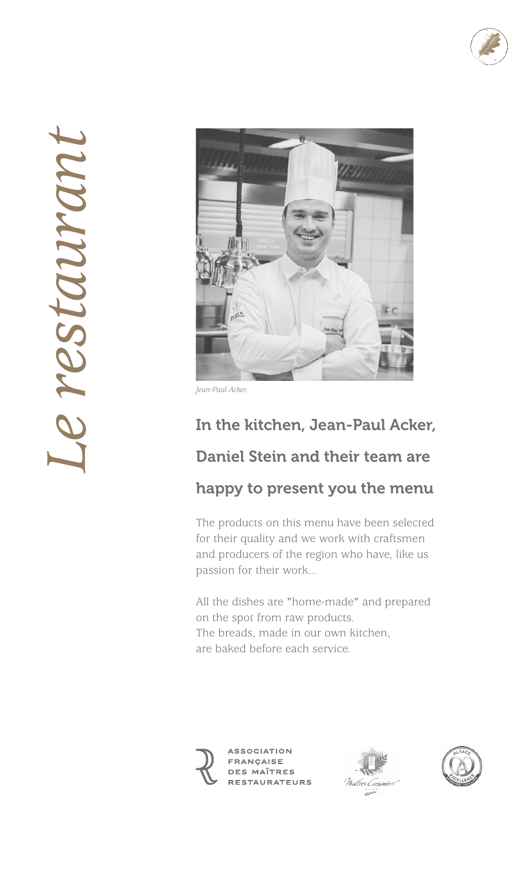# *Le restaurant*

*Jean-Paul Acker.*

## In the kitchen, Jean-Paul Acker, Daniel Stein and their team are happy to present you the menu

The products on this menu have been selected for their quality and we work with craftsmen and producers of the region who have, like us passion for their work...

All the dishes are "home-made" and prepared on the spot from raw products.
The breads, made in our own kitchen, are baked before each service.

ASSOCIATION FRANÇAISE DES MAÎTRES RESTAURATEURS

Maîtres Cuisiniers

ALSACE EXCELLENCE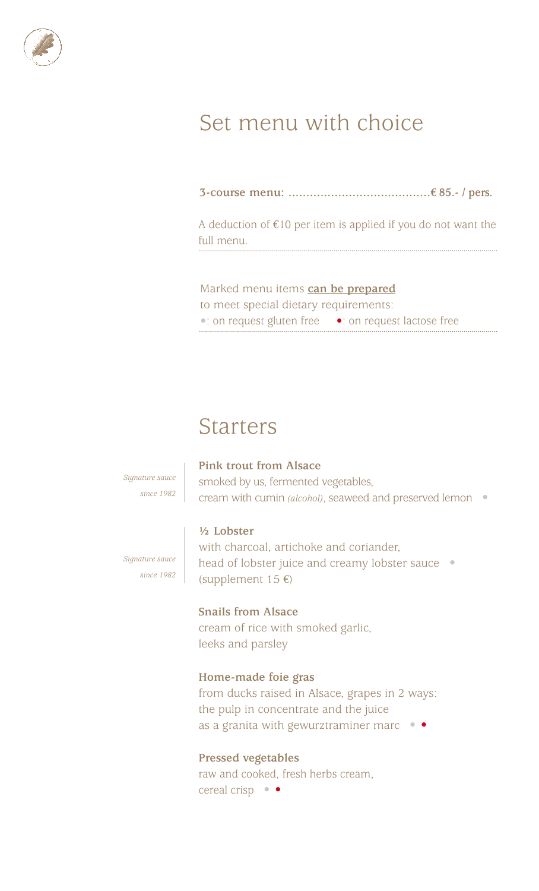# Set menu with choice

**3-course menu: ........................................€ 85.- / pers.**

A deduction of €10 per item is applied if you do not want the full menu.

Marked menu items **can be prepared** to meet special dietary requirements:
•: on request gluten free •: on request lactose free

## Starters

*Signature sauce since 1982*

**Pink trout from Alsace**
smoked by us, fermented vegetables,
cream with cumin *(alcohol)*, seaweed and preserved lemon •

*Signature sauce since 1982*

**½ Lobster**
with charcoal, artichoke and coriander,
head of lobster juice and creamy lobster sauce •
(supplement 15 €)

**Snails from Alsace**
cream of rice with smoked garlic,
leeks and parsley

**Home-made foie gras**
from ducks raised in Alsace, grapes in 2 ways:
the pulp in concentrate and the juice
as a granita with gewurztraminer marc • •

**Pressed vegetables**
raw and cooked, fresh herbs cream,
cereal crisp • •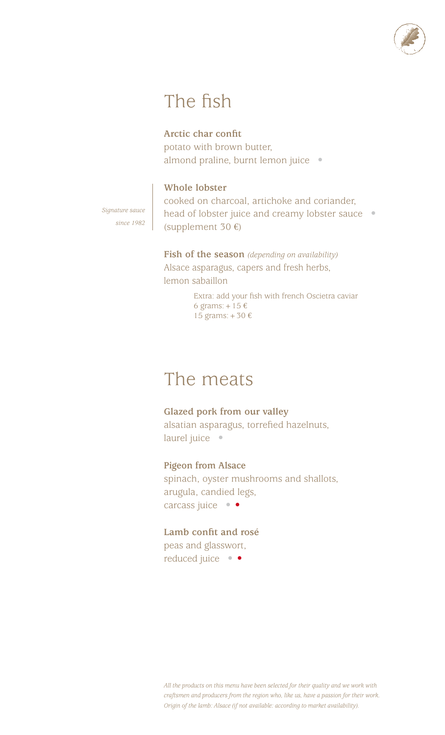# The fish

**Arctic char confit**
potato with brown butter,
almond praline, burnt lemon juice •

**Whole lobster**
cooked on charcoal, artichoke and coriander,
head of lobster juice and creamy lobster sauce •
(supplement 30 €)

*Signature sauce since 1982*

**Fish of the season** *(depending on availability)*
Alsace asparagus, capers and fresh herbs,
lemon sabaillon

Extra: add your fish with french Oscietra caviar
6 grams: + 15 €
15 grams: + 30 €

# The meats

**Glazed pork from our valley**
alsatian asparagus, torrefied hazelnuts,
laurel juice •

**Pigeon from Alsace**
spinach, oyster mushrooms and shallots,
arugula, candied legs,
carcass juice • •

**Lamb confit and rosé**
peas and glasswort,
reduced juice • •

*All the products on this menu have been selected for their quality and we work with craftsmen and producers from the region who, like us, have a passion for their work. Origin of the lamb: Alsace (if not available: according to market availability).*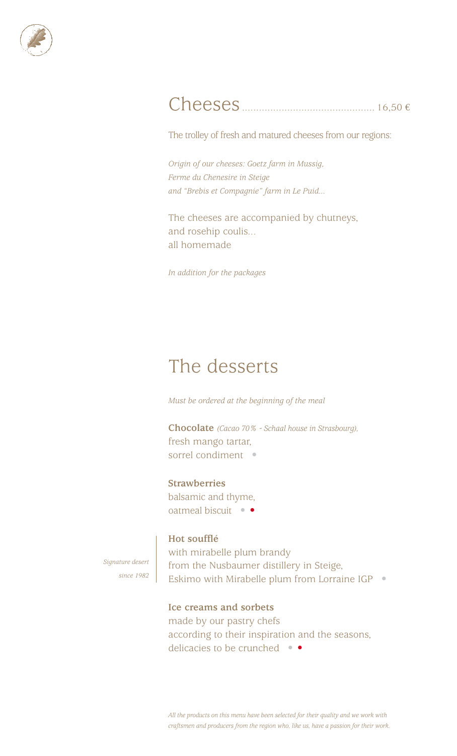# Cheeses ............................................ 16,50 €

The trolley of fresh and matured cheeses from our regions:

*Origin of our cheeses: Goetz farm in Mussig,*
*Ferme du Chenesire in Steige*
*and "Brebis et Compagnie" farm in Le Puid...*

The cheeses are accompanied by chutneys,
and rosehip coulis...
all homemade

*In addition for the packages*

# The desserts

*Must be ordered at the beginning of the meal*

**Chocolate** *(Cacao 70% - Schaal house in Strasbourg),*
fresh mango tartar,
sorrel condiment •

**Strawberries**
balsamic and thyme,
oatmeal biscuit • •

*Signature desert since 1982*

**Hot soufflé**
with mirabelle plum brandy
from the Nusbaumer distillery in Steige,
Eskimo with Mirabelle plum from Lorraine IGP •

**Ice creams and sorbets**
made by our pastry chefs
according to their inspiration and the seasons,
delicacies to be crunched • •

*All the products on this menu have been selected for their quality and we work with craftsmen and producers from the region who, like us, have a passion for their work.*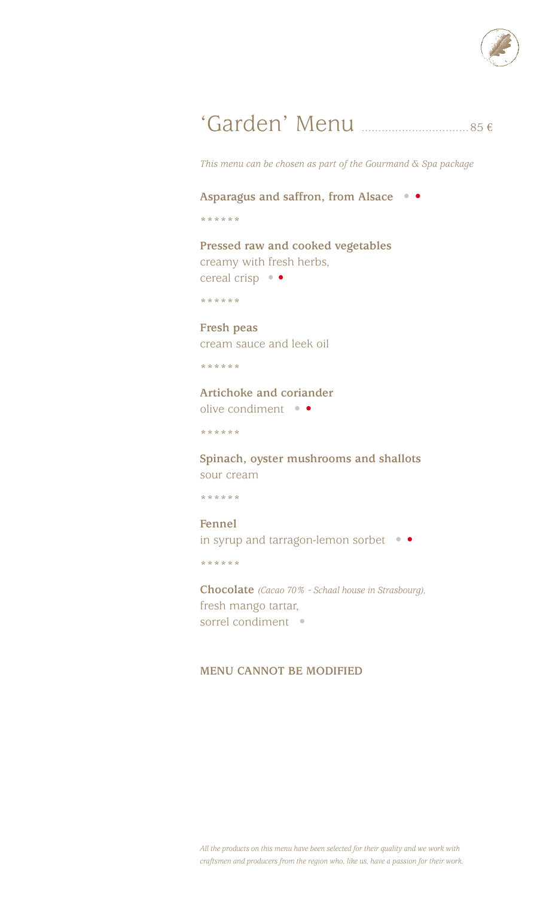# ‘Garden’ Menu ................................ 85 €

*This menu can be chosen as part of the Gourmand & Spa package*

**Asparagus and saffron, from Alsace**

******

**Pressed raw and cooked vegetables**
creamy with fresh herbs,
cereal crisp

******

**Fresh peas**
cream sauce and leek oil

******

**Artichoke and coriander**
olive condiment

******

**Spinach, oyster mushrooms and shallots**
sour cream

******

**Fennel**
in syrup and tarragon-lemon sorbet

******

**Chocolate** *(Cacao 70% - Schaal house in Strasbourg),*
fresh mango tartar,
sorrel condiment

**MENU CANNOT BE MODIFIED**

*All the products on this menu have been selected for their quality and we work with craftsmen and producers from the region who, like us, have a passion for their work.*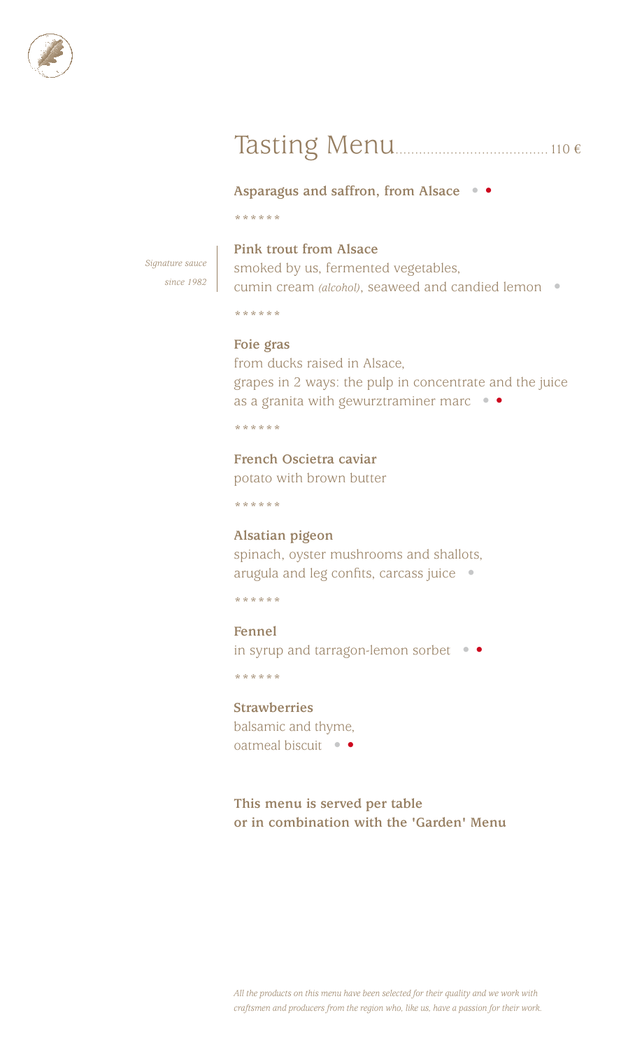# Tasting Menu...................................... 110 €

**Asparagus and saffron, from Alsace** • •

\* \* \* \* \* \*

*Signature sauce since 1982*

**Pink trout from Alsace**
smoked by us, fermented vegetables,
cumin cream *(alcohol)*, seaweed and candied lemon •

\* \* \* \* \* \*

**Foie gras**
from ducks raised in Alsace,
grapes in 2 ways: the pulp in concentrate and the juice
as a granita with gewurztraminer marc • •

\* \* \* \* \* \*

**French Oscietra caviar**
potato with brown butter

\* \* \* \* \* \*

**Alsatian pigeon**
spinach, oyster mushrooms and shallots,
arugula and leg confits, carcass juice •

\* \* \* \* \* \*

**Fennel**
in syrup and tarragon-lemon sorbet • •

\* \* \* \* \* \*

**Strawberries**
balsamic and thyme,
oatmeal biscuit • •

**This menu is served per table**
**or in combination with the 'Garden' Menu**

*All the products on this menu have been selected for their quality and we work with craftsmen and producers from the region who, like us, have a passion for their work.*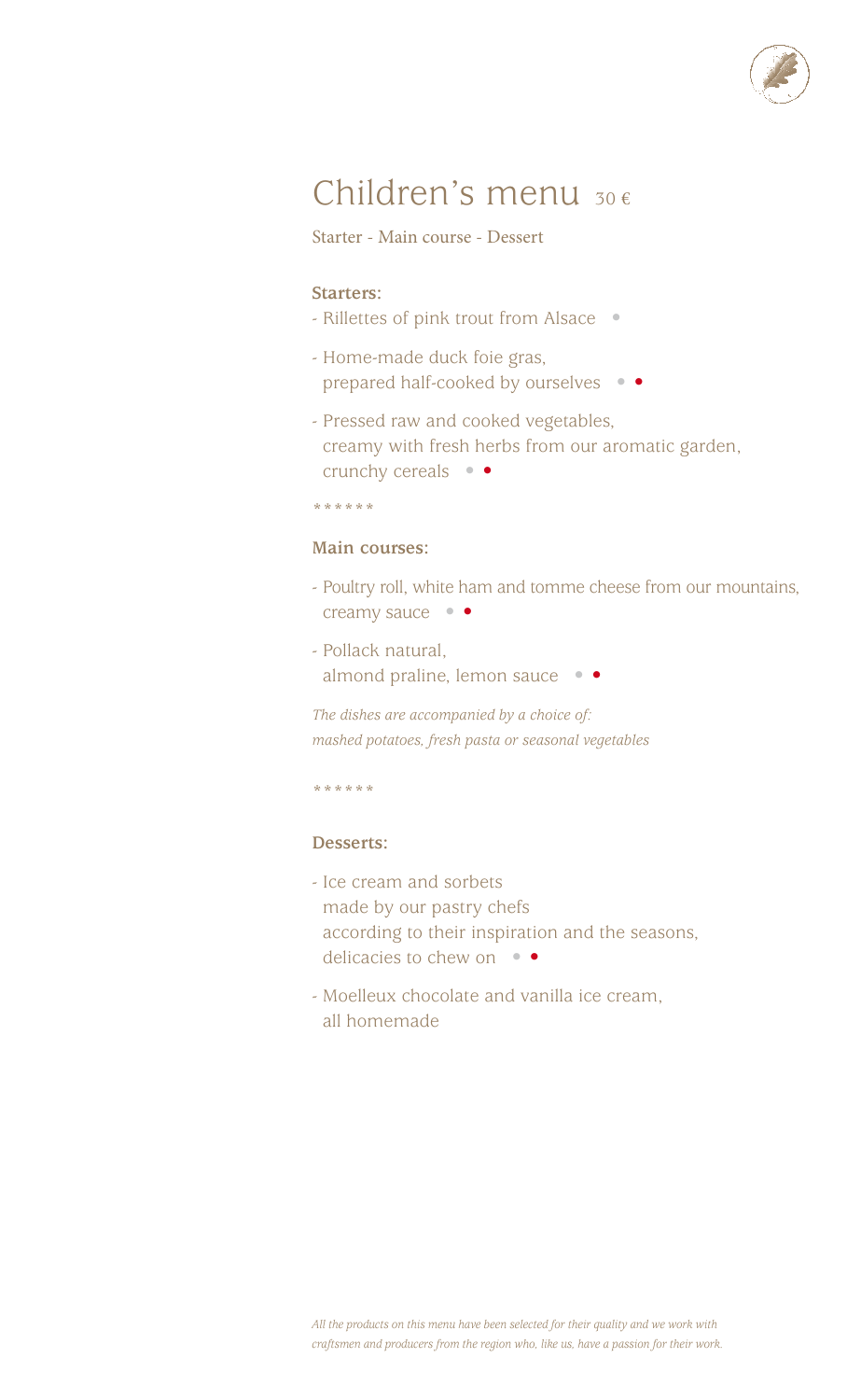# Children's menu 30 €

Starter - Main course - Dessert

**Starters:**

- Rillettes of pink trout from Alsace
- Home-made duck foie gras, prepared half-cooked by ourselves
- Pressed raw and cooked vegetables, creamy with fresh herbs from our aromatic garden, crunchy cereals

******

**Main courses:**

- Poultry roll, white ham and tomme cheese from our mountains, creamy sauce
- Pollack natural, almond praline, lemon sauce

*The dishes are accompanied by a choice of: mashed potatoes, fresh pasta or seasonal vegetables*

******

**Desserts:**

- Ice cream and sorbets made by our pastry chefs according to their inspiration and the seasons, delicacies to chew on
- Moelleux chocolate and vanilla ice cream, all homemade

*All the products on this menu have been selected for their quality and we work with craftsmen and producers from the region who, like us, have a passion for their work.*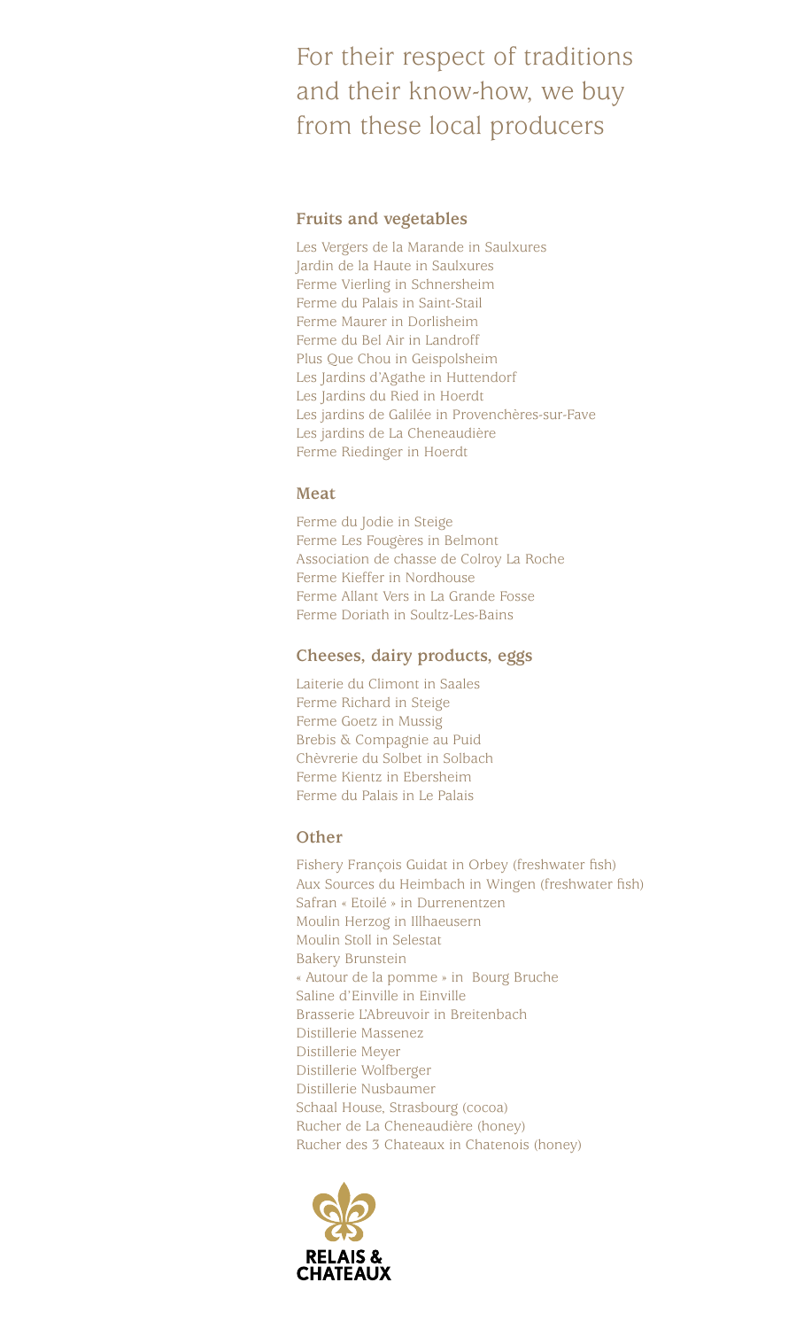# For their respect of traditions and their know-how, we buy from these local producers

## Fruits and vegetables

Les Vergers de la Marande in Saulxures
Jardin de la Haute in Saulxures
Ferme Vierling in Schnersheim
Ferme du Palais in Saint-Stail
Ferme Maurer in Dorlisheim
Ferme du Bel Air in Landroff
Plus Que Chou in Geispolsheim
Les Jardins d'Agathe in Huttendorf
Les Jardins du Ried in Hoerdt
Les jardins de Galilée in Provenchères-sur-Fave
Les jardins de La Cheneaudière
Ferme Riedinger in Hoerdt

## Meat

Ferme du Jodie in Steige
Ferme Les Fougères in Belmont
Association de chasse de Colroy La Roche
Ferme Kieffer in Nordhouse
Ferme Allant Vers in La Grande Fosse
Ferme Doriath in Soultz-Les-Bains

## Cheeses, dairy products, eggs

Laiterie du Climont in Saales
Ferme Richard in Steige
Ferme Goetz in Mussig
Brebis & Compagnie au Puid
Chèvrerie du Solbet in Solbach
Ferme Kientz in Ebersheim
Ferme du Palais in Le Palais

## Other

Fishery François Guidat in Orbey (freshwater fish)
Aux Sources du Heimbach in Wingen (freshwater fish)
Safran « Etoilé » in Durrenentzen
Moulin Herzog in Illhaeusern
Moulin Stoll in Selestat
Bakery Brunstein
« Autour de la pomme » in Bourg Bruche
Saline d'Einville in Einville
Brasserie L'Abreuvoir in Breitenbach
Distillerie Massenez
Distillerie Meyer
Distillerie Wolfberger
Distillerie Nusbaumer
Schaal House, Strasbourg (cocoa)
Rucher de La Cheneaudière (honey)
Rucher des 3 Chateaux in Chatenois (honey)

RELAIS & CHATEAUX